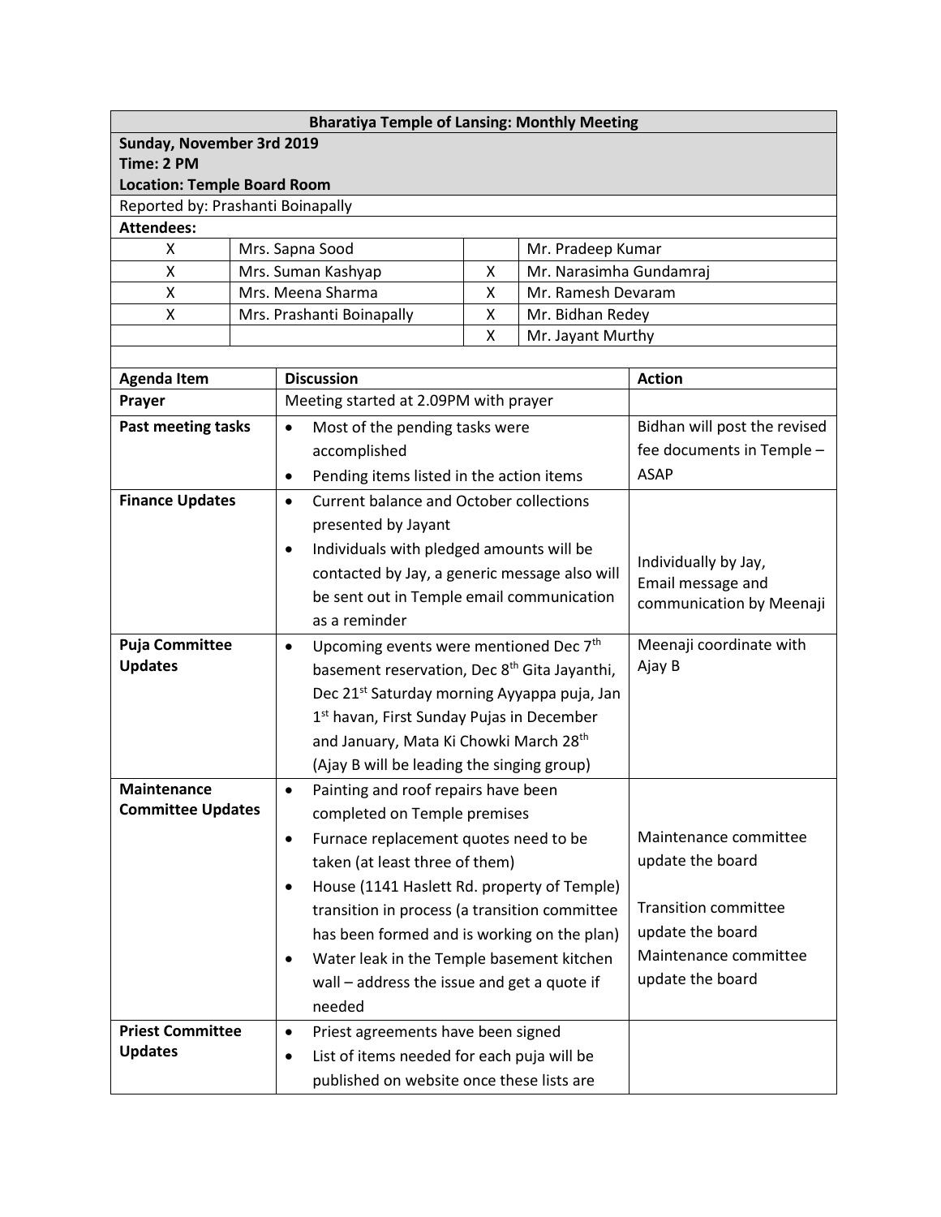**Bharatiya Temple of Lansing: Monthly Meeting**

**Sunday, November 3rd 2019**
**Time: 2 PM**
**Location: Temple Board Room**

Reported by: Prashanti Boinapally

**Attendees:**

| | | | |
|---|---|---|---|
| X | Mrs. Sapna Sood | | Mr. Pradeep Kumar |
| X | Mrs. Suman Kashyap | X | Mr. Narasimha Gundamraj |
| X | Mrs. Meena Sharma | X | Mr. Ramesh Devaram |
| X | Mrs. Prashanti Boinapally | X | Mr. Bidhan Redey |
| | | X | Mr. Jayant Murthy |

| Agenda Item | Discussion | Action |
|---|---|---|
| **Prayer** | Meeting started at 2.09PM with prayer | |
| **Past meeting tasks** | • Most of the pending tasks were accomplished<br>• Pending items listed in the action items | Bidhan will post the revised fee documents in Temple – ASAP |
| **Finance Updates** | • Current balance and October collections presented by Jayant<br>• Individuals with pledged amounts will be contacted by Jay, a generic message also will be sent out in Temple email communication as a reminder | Individually by Jay, Email message and communication by Meenaji |
| **Puja Committee Updates** | • Upcoming events were mentioned Dec 7th basement reservation, Dec 8th Gita Jayanthi, Dec 21st Saturday morning Ayyappa puja, Jan 1st havan, First Sunday Pujas in December and January, Mata Ki Chowki March 28th (Ajay B will be leading the singing group) | Meenaji coordinate with Ajay B |
| **Maintenance Committee Updates** | • Painting and roof repairs have been completed on Temple premises<br>• Furnace replacement quotes need to be taken (at least three of them)<br>• House (1141 Haslett Rd. property of Temple) transition in process (a transition committee has been formed and is working on the plan)<br>• Water leak in the Temple basement kitchen wall – address the issue and get a quote if needed | Maintenance committee update the board<br><br>Transition committee update the board<br>Maintenance committee update the board |
| **Priest Committee Updates** | • Priest agreements have been signed<br>• List of items needed for each puja will be published on website once these lists are | |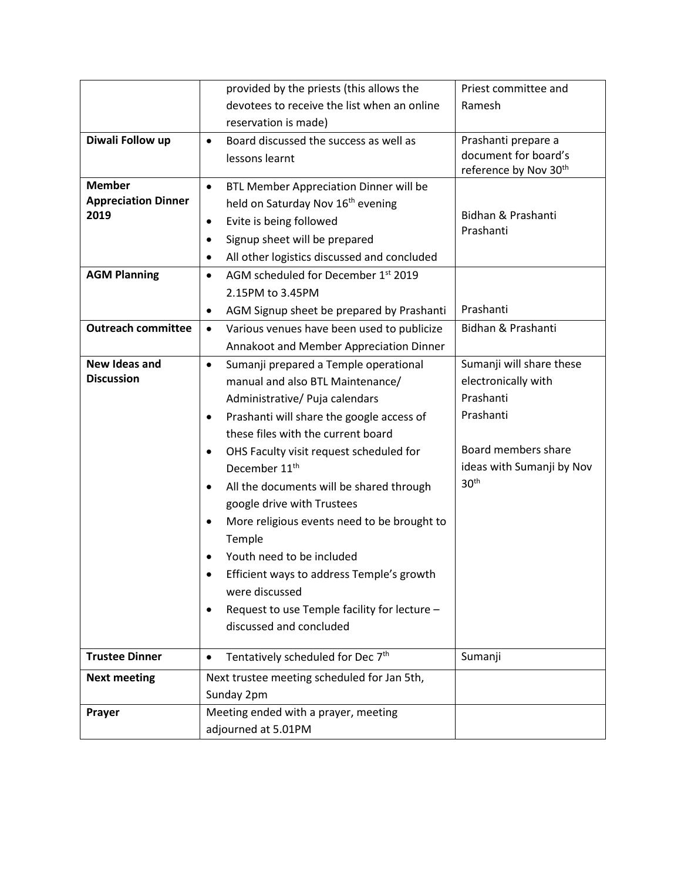| | | |
|---|---|---|
| | provided by the priests (this allows the devotees to receive the list when an online reservation is made) | Priest committee and Ramesh |
| **Diwali Follow up** | • Board discussed the success as well as lessons learnt | Prashanti prepare a document for board's reference by Nov 30th |
| **Member Appreciation Dinner 2019** | • BTL Member Appreciation Dinner will be held on Saturday Nov 16th evening<br>• Evite is being followed<br>• Signup sheet will be prepared<br>• All other logistics discussed and concluded | Bidhan & Prashanti<br>Prashanti |
| **AGM Planning** | • AGM scheduled for December 1st 2019 2.15PM to 3.45PM<br>• AGM Signup sheet be prepared by Prashanti | Prashanti |
| **Outreach committee** | • Various venues have been used to publicize Annakoot and Member Appreciation Dinner | Bidhan & Prashanti |
| **New Ideas and Discussion** | • Sumanji prepared a Temple operational manual and also BTL Maintenance/ Administrative/ Puja calendars<br>• Prashanti will share the google access of these files with the current board<br>• OHS Faculty visit request scheduled for December 11th<br>• All the documents will be shared through google drive with Trustees<br>• More religious events need to be brought to Temple<br>• Youth need to be included<br>• Efficient ways to address Temple's growth were discussed<br>• Request to use Temple facility for lecture – discussed and concluded | Sumanji will share these electronically with Prashanti<br>Prashanti<br><br>Board members share ideas with Sumanji by Nov 30th |
| **Trustee Dinner** | • Tentatively scheduled for Dec 7th | Sumanji |
| **Next meeting** | Next trustee meeting scheduled for Jan 5th, Sunday 2pm | |
| **Prayer** | Meeting ended with a prayer, meeting adjourned at 5.01PM | |